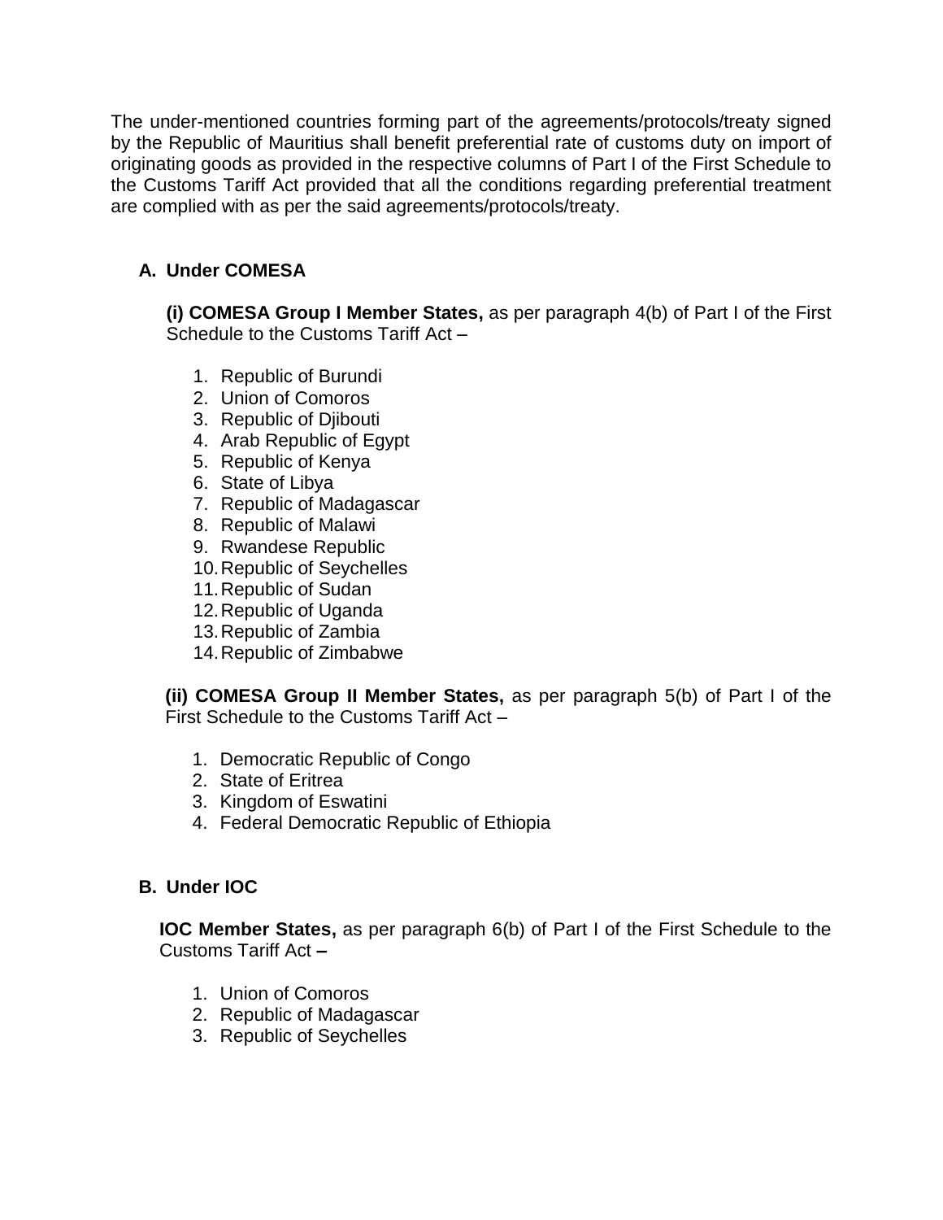The under-mentioned countries forming part of the agreements/protocols/treaty signed by the Republic of Mauritius shall benefit preferential rate of customs duty on import of originating goods as provided in the respective columns of Part I of the First Schedule to the Customs Tariff Act provided that all the conditions regarding preferential treatment are complied with as per the said agreements/protocols/treaty.

## A. Under COMESA

**(i) COMESA Group I Member States,** as per paragraph 4(b) of Part I of the First Schedule to the Customs Tariff Act –

1. Republic of Burundi
2. Union of Comoros
3. Republic of Djibouti
4. Arab Republic of Egypt
5. Republic of Kenya
6. State of Libya
7. Republic of Madagascar
8. Republic of Malawi
9. Rwandese Republic
10. Republic of Seychelles
11. Republic of Sudan
12. Republic of Uganda
13. Republic of Zambia
14. Republic of Zimbabwe

**(ii) COMESA Group II Member States,** as per paragraph 5(b) of Part I of the First Schedule to the Customs Tariff Act –

1. Democratic Republic of Congo
2. State of Eritrea
3. Kingdom of Eswatini
4. Federal Democratic Republic of Ethiopia

## B. Under IOC

**IOC Member States,** as per paragraph 6(b) of Part I of the First Schedule to the Customs Tariff Act **–**

1. Union of Comoros
2. Republic of Madagascar
3. Republic of Seychelles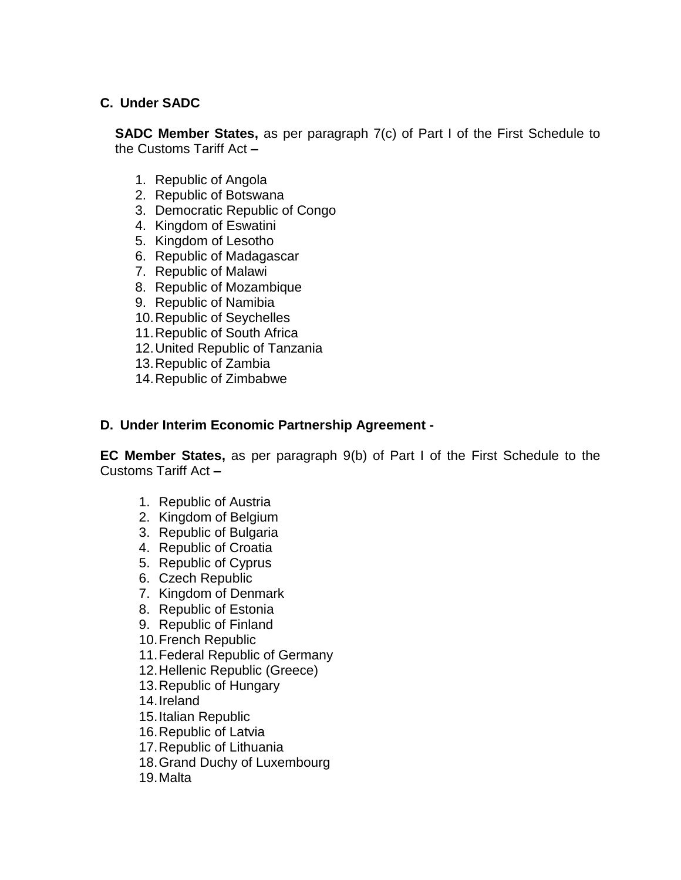## C. Under SADC

**SADC Member States,** as per paragraph 7(c) of Part I of the First Schedule to the Customs Tariff Act **–**

1. Republic of Angola
2. Republic of Botswana
3. Democratic Republic of Congo
4. Kingdom of Eswatini
5. Kingdom of Lesotho
6. Republic of Madagascar
7. Republic of Malawi
8. Republic of Mozambique
9. Republic of Namibia
10. Republic of Seychelles
11. Republic of South Africa
12. United Republic of Tanzania
13. Republic of Zambia
14. Republic of Zimbabwe

## D. Under Interim Economic Partnership Agreement -

**EC Member States,** as per paragraph 9(b) of Part I of the First Schedule to the Customs Tariff Act **–**

1. Republic of Austria
2. Kingdom of Belgium
3. Republic of Bulgaria
4. Republic of Croatia
5. Republic of Cyprus
6. Czech Republic
7. Kingdom of Denmark
8. Republic of Estonia
9. Republic of Finland
10. French Republic
11. Federal Republic of Germany
12. Hellenic Republic (Greece)
13. Republic of Hungary
14. Ireland
15. Italian Republic
16. Republic of Latvia
17. Republic of Lithuania
18. Grand Duchy of Luxembourg
19. Malta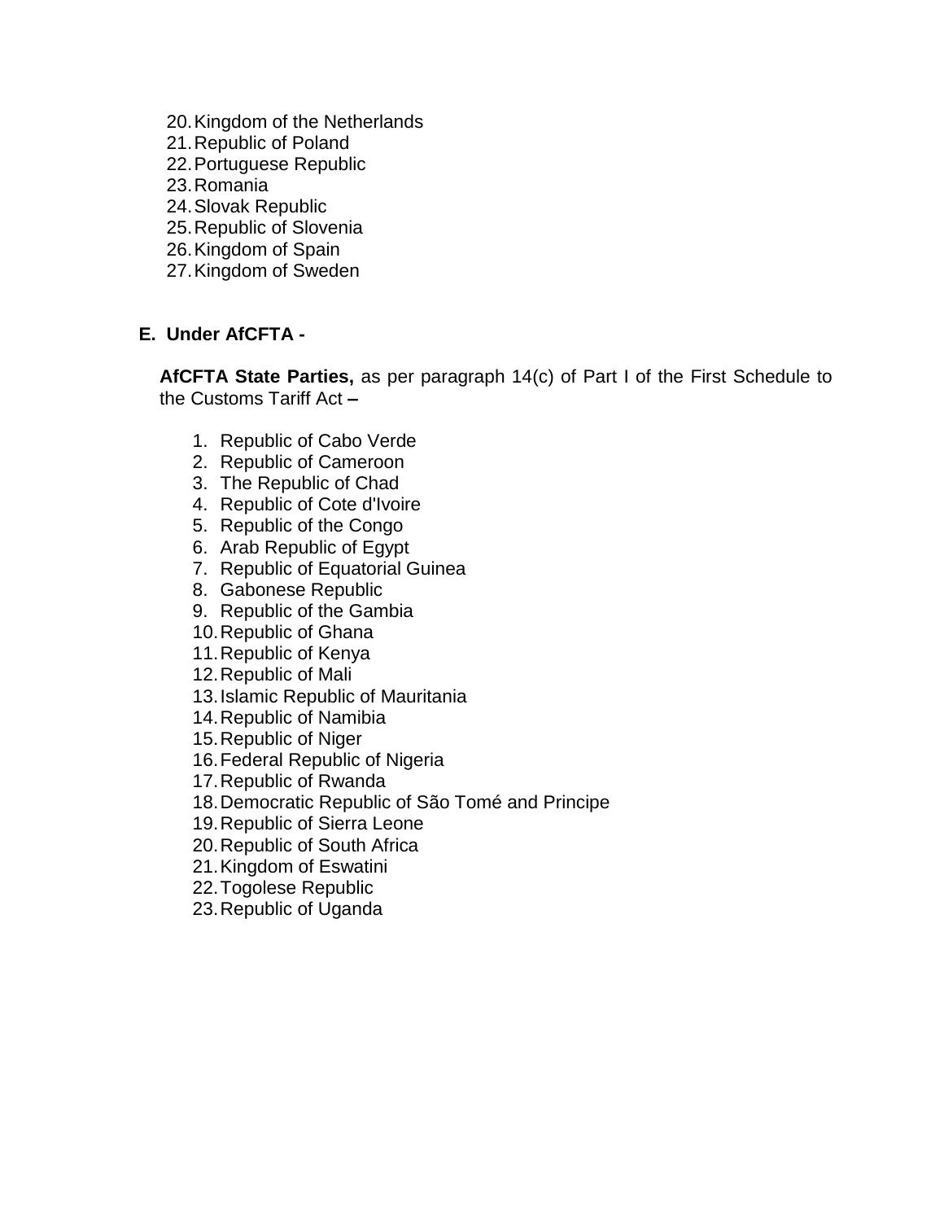20. Kingdom of the Netherlands
21. Republic of Poland
22. Portuguese Republic
23. Romania
24. Slovak Republic
25. Republic of Slovenia
26. Kingdom of Spain
27. Kingdom of Sweden

**E. Under AfCFTA -**

**AfCFTA State Parties,** as per paragraph 14(c) of Part I of the First Schedule to the Customs Tariff Act **–**

1. Republic of Cabo Verde
2. Republic of Cameroon
3. The Republic of Chad
4. Republic of Cote d'Ivoire
5. Republic of the Congo
6. Arab Republic of Egypt
7. Republic of Equatorial Guinea
8. Gabonese Republic
9. Republic of the Gambia
10. Republic of Ghana
11. Republic of Kenya
12. Republic of Mali
13. Islamic Republic of Mauritania
14. Republic of Namibia
15. Republic of Niger
16. Federal Republic of Nigeria
17. Republic of Rwanda
18. Democratic Republic of São Tomé and Principe
19. Republic of Sierra Leone
20. Republic of South Africa
21. Kingdom of Eswatini
22. Togolese Republic
23. Republic of Uganda